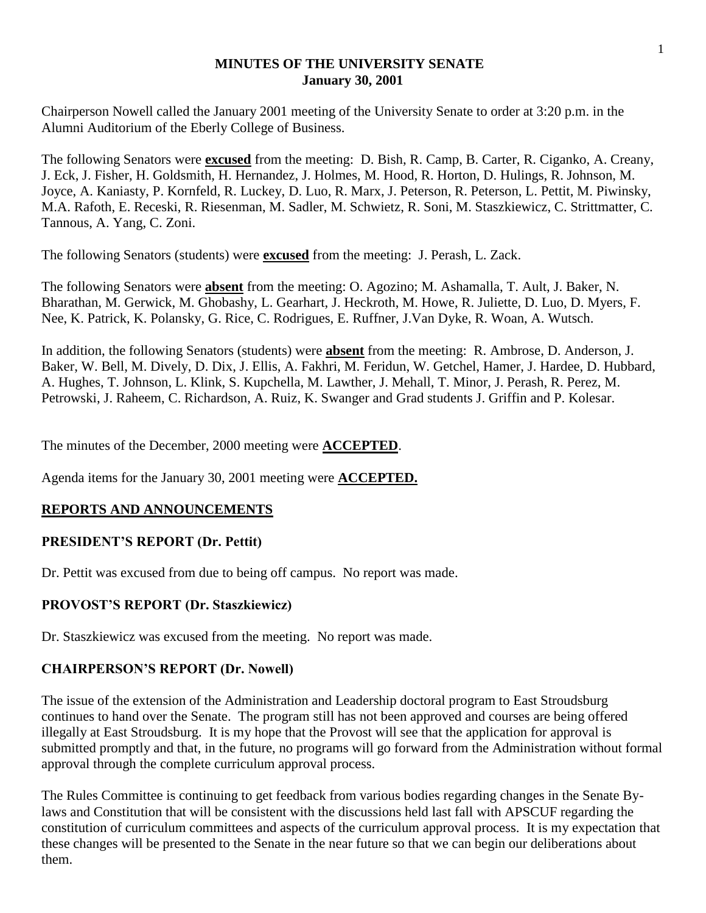# MINUTES OF THE UNIVERSITY SENATE
## January 30, 2001

Chairperson Nowell called the January 2001 meeting of the University Senate to order at 3:20 p.m. in the Alumni Auditorium of the Eberly College of Business.

The following Senators were **excused** from the meeting: D. Bish, R. Camp, B. Carter, R. Ciganko, A. Creany, J. Eck, J. Fisher, H. Goldsmith, H. Hernandez, J. Holmes, M. Hood, R. Horton, D. Hulings, R. Johnson, M. Joyce, A. Kaniasty, P. Kornfeld, R. Luckey, D. Luo, R. Marx, J. Peterson, R. Peterson, L. Pettit, M. Piwinsky, M.A. Rafoth, E. Receski, R. Riesenman, M. Sadler, M. Schwietz, R. Soni, M. Staszkiewicz, C. Strittmatter, C. Tannous, A. Yang, C. Zoni.

The following Senators (students) were **excused** from the meeting: J. Perash, L. Zack.

The following Senators were **absent** from the meeting: O. Agozino; M. Ashamalla, T. Ault, J. Baker, N. Bharathan, M. Gerwick, M. Ghobashy, L. Gearhart, J. Heckroth, M. Howe, R. Juliette, D. Luo, D. Myers, F. Nee, K. Patrick, K. Polansky, G. Rice, C. Rodrigues, E. Ruffner, J.Van Dyke, R. Woan, A. Wutsch.

In addition, the following Senators (students) were **absent** from the meeting: R. Ambrose, D. Anderson, J. Baker, W. Bell, M. Dively, D. Dix, J. Ellis, A. Fakhri, M. Feridun, W. Getchel, Hamer, J. Hardee, D. Hubbard, A. Hughes, T. Johnson, L. Klink, S. Kupchella, M. Lawther, J. Mehall, T. Minor, J. Perash, R. Perez, M. Petrowski, J. Raheem, C. Richardson, A. Ruiz, K. Swanger and Grad students J. Griffin and P. Kolesar.

The minutes of the December, 2000 meeting were **ACCEPTED**.

Agenda items for the January 30, 2001 meeting were **ACCEPTED.**

## REPORTS AND ANNOUNCEMENTS

### PRESIDENT'S REPORT (Dr. Pettit)

Dr. Pettit was excused from due to being off campus. No report was made.

### PROVOST'S REPORT (Dr. Staszkiewicz)

Dr. Staszkiewicz was excused from the meeting. No report was made.

### CHAIRPERSON'S REPORT (Dr. Nowell)

The issue of the extension of the Administration and Leadership doctoral program to East Stroudsburg continues to hand over the Senate. The program still has not been approved and courses are being offered illegally at East Stroudsburg. It is my hope that the Provost will see that the application for approval is submitted promptly and that, in the future, no programs will go forward from the Administration without formal approval through the complete curriculum approval process.

The Rules Committee is continuing to get feedback from various bodies regarding changes in the Senate By-laws and Constitution that will be consistent with the discussions held last fall with APSCUF regarding the constitution of curriculum committees and aspects of the curriculum approval process. It is my expectation that these changes will be presented to the Senate in the near future so that we can begin our deliberations about them.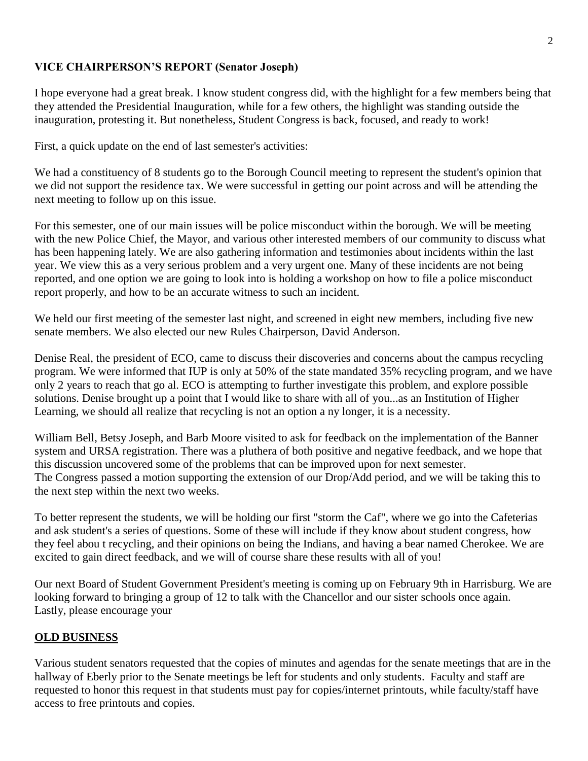**VICE CHAIRPERSON'S REPORT (Senator Joseph)**

I hope everyone had a great break. I know student congress did, with the highlight for a few members being that they attended the Presidential Inauguration, while for a few others, the highlight was standing outside the inauguration, protesting it. But nonetheless, Student Congress is back, focused, and ready to work!

First, a quick update on the end of last semester's activities:

We had a constituency of 8 students go to the Borough Council meeting to represent the student's opinion that we did not support the residence tax. We were successful in getting our point across and will be attending the next meeting to follow up on this issue.

For this semester, one of our main issues will be police misconduct within the borough. We will be meeting with the new Police Chief, the Mayor, and various other interested members of our community to discuss what has been happening lately. We are also gathering information and testimonies about incidents within the last year. We view this as a very serious problem and a very urgent one. Many of these incidents are not being reported, and one option we are going to look into is holding a workshop on how to file a police misconduct report properly, and how to be an accurate witness to such an incident.

We held our first meeting of the semester last night, and screened in eight new members, including five new senate members. We also elected our new Rules Chairperson, David Anderson.

Denise Real, the president of ECO, came to discuss their discoveries and concerns about the campus recycling program. We were informed that IUP is only at 50% of the state mandated 35% recycling program, and we have only 2 years to reach that go al. ECO is attempting to further investigate this problem, and explore possible solutions. Denise brought up a point that I would like to share with all of you...as an Institution of Higher Learning, we should all realize that recycling is not an option a ny longer, it is a necessity.

William Bell, Betsy Joseph, and Barb Moore visited to ask for feedback on the implementation of the Banner system and URSA registration. There was a pluthera of both positive and negative feedback, and we hope that this discussion uncovered some of the problems that can be improved upon for next semester.
The Congress passed a motion supporting the extension of our Drop/Add period, and we will be taking this to the next step within the next two weeks.

To better represent the students, we will be holding our first "storm the Caf", where we go into the Cafeterias and ask student's a series of questions. Some of these will include if they know about student congress, how they feel abou t recycling, and their opinions on being the Indians, and having a bear named Cherokee. We are excited to gain direct feedback, and we will of course share these results with all of you!

Our next Board of Student Government President's meeting is coming up on February 9th in Harrisburg. We are looking forward to bringing a group of 12 to talk with the Chancellor and our sister schools once again.
Lastly, please encourage your

**OLD BUSINESS**

Various student senators requested that the copies of minutes and agendas for the senate meetings that are in the hallway of Eberly prior to the Senate meetings be left for students and only students. Faculty and staff are requested to honor this request in that students must pay for copies/internet printouts, while faculty/staff have access to free printouts and copies.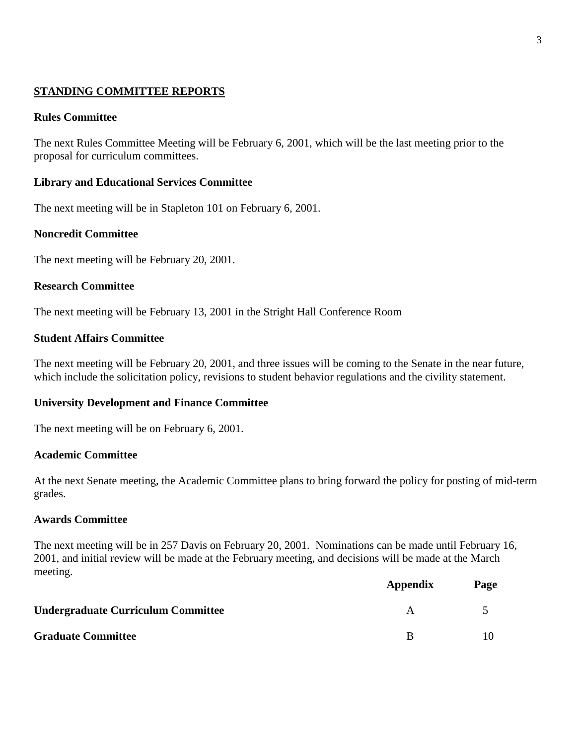## STANDING COMMITTEE REPORTS

### Rules Committee

The next Rules Committee Meeting will be February 6, 2001, which will be the last meeting prior to the proposal for curriculum committees.

### Library and Educational Services Committee

The next meeting will be in Stapleton 101 on February 6, 2001.

### Noncredit Committee

The next meeting will be February 20, 2001.

### Research Committee

The next meeting will be February 13, 2001 in the Stright Hall Conference Room

### Student Affairs Committee

The next meeting will be February 20, 2001, and three issues will be coming to the Senate in the near future, which include the solicitation policy, revisions to student behavior regulations and the civility statement.

### University Development and Finance Committee

The next meeting will be on February 6, 2001.

### Academic Committee

At the next Senate meeting, the Academic Committee plans to bring forward the policy for posting of mid-term grades.

### Awards Committee

The next meeting will be in 257 Davis on February 20, 2001. Nominations can be made until February 16, 2001, and initial review will be made at the February meeting, and decisions will be made at the March meeting.

| | Appendix | Page |
|---|---|---|
| **Undergraduate Curriculum Committee** | A | 5 |
| **Graduate Committee** | B | 10 |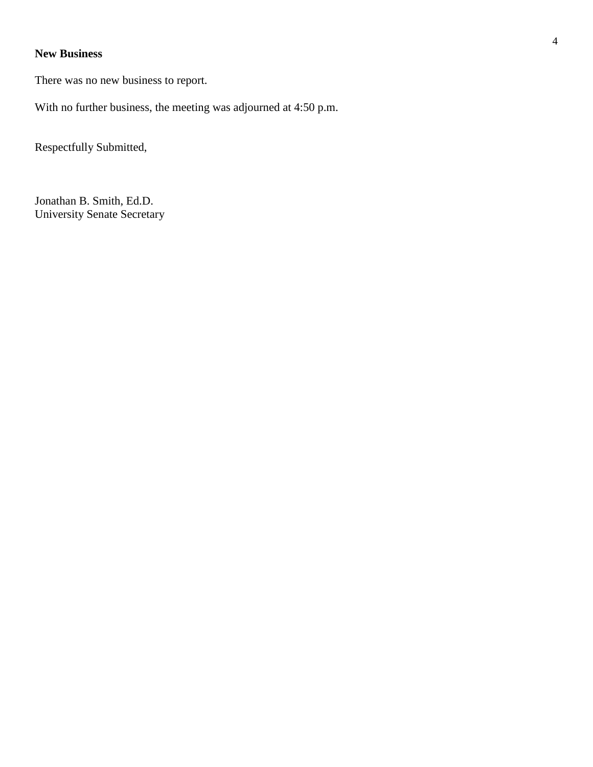**New Business**

There was no new business to report.

With no further business, the meeting was adjourned at 4:50 p.m.

Respectfully Submitted,

Jonathan B. Smith, Ed.D.
University Senate Secretary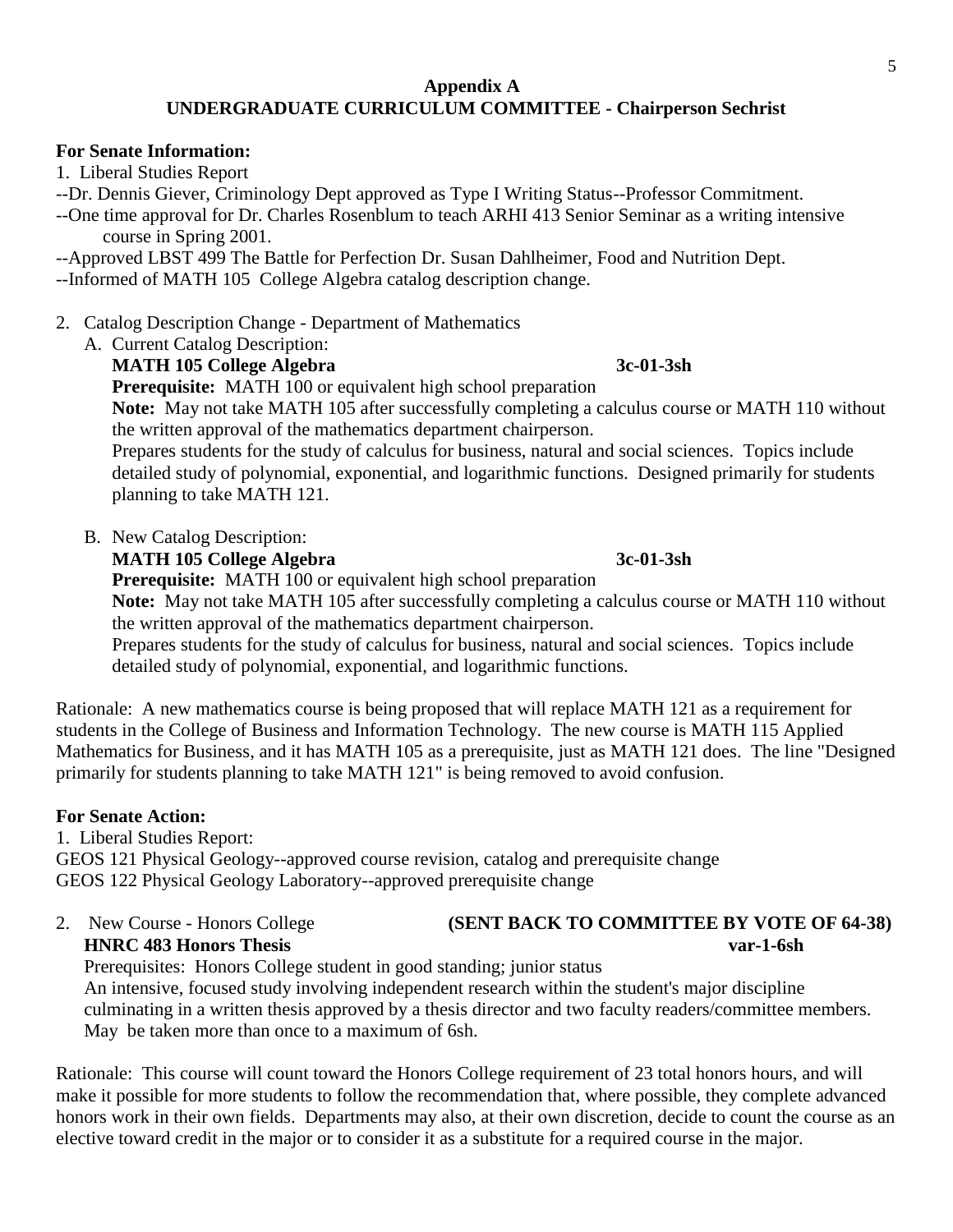## Appendix A
## UNDERGRADUATE CURRICULUM COMMITTEE - Chairperson Sechrist

**For Senate Information:**

1. Liberal Studies Report

--Dr. Dennis Giever, Criminology Dept approved as Type I Writing Status--Professor Commitment.

--One time approval for Dr. Charles Rosenblum to teach ARHI 413 Senior Seminar as a writing intensive course in Spring 2001.

--Approved LBST 499 The Battle for Perfection Dr. Susan Dahlheimer, Food and Nutrition Dept.

--Informed of MATH 105 College Algebra catalog description change.

2. Catalog Description Change - Department of Mathematics

   A. Current Catalog Description:

   **MATH 105 College Algebra** **3c-01-3sh**

   **Prerequisite:** MATH 100 or equivalent high school preparation

   **Note:** May not take MATH 105 after successfully completing a calculus course or MATH 110 without the written approval of the mathematics department chairperson.

   Prepares students for the study of calculus for business, natural and social sciences. Topics include detailed study of polynomial, exponential, and logarithmic functions. Designed primarily for students planning to take MATH 121.

   B. New Catalog Description:

   **MATH 105 College Algebra** **3c-01-3sh**

   **Prerequisite:** MATH 100 or equivalent high school preparation

   **Note:** May not take MATH 105 after successfully completing a calculus course or MATH 110 without the written approval of the mathematics department chairperson.

   Prepares students for the study of calculus for business, natural and social sciences. Topics include detailed study of polynomial, exponential, and logarithmic functions.

Rationale: A new mathematics course is being proposed that will replace MATH 121 as a requirement for students in the College of Business and Information Technology. The new course is MATH 115 Applied Mathematics for Business, and it has MATH 105 as a prerequisite, just as MATH 121 does. The line "Designed primarily for students planning to take MATH 121" is being removed to avoid confusion.

**For Senate Action:**

1. Liberal Studies Report:

GEOS 121 Physical Geology--approved course revision, catalog and prerequisite change

GEOS 122 Physical Geology Laboratory--approved prerequisite change

2. New Course - Honors College **(SENT BACK TO COMMITTEE BY VOTE OF 64-38)**

   **HNRC 483 Honors Thesis** **var-1-6sh**

   Prerequisites: Honors College student in good standing; junior status

   An intensive, focused study involving independent research within the student's major discipline culminating in a written thesis approved by a thesis director and two faculty readers/committee members. May be taken more than once to a maximum of 6sh.

Rationale: This course will count toward the Honors College requirement of 23 total honors hours, and will make it possible for more students to follow the recommendation that, where possible, they complete advanced honors work in their own fields. Departments may also, at their own discretion, decide to count the course as an elective toward credit in the major or to consider it as a substitute for a required course in the major.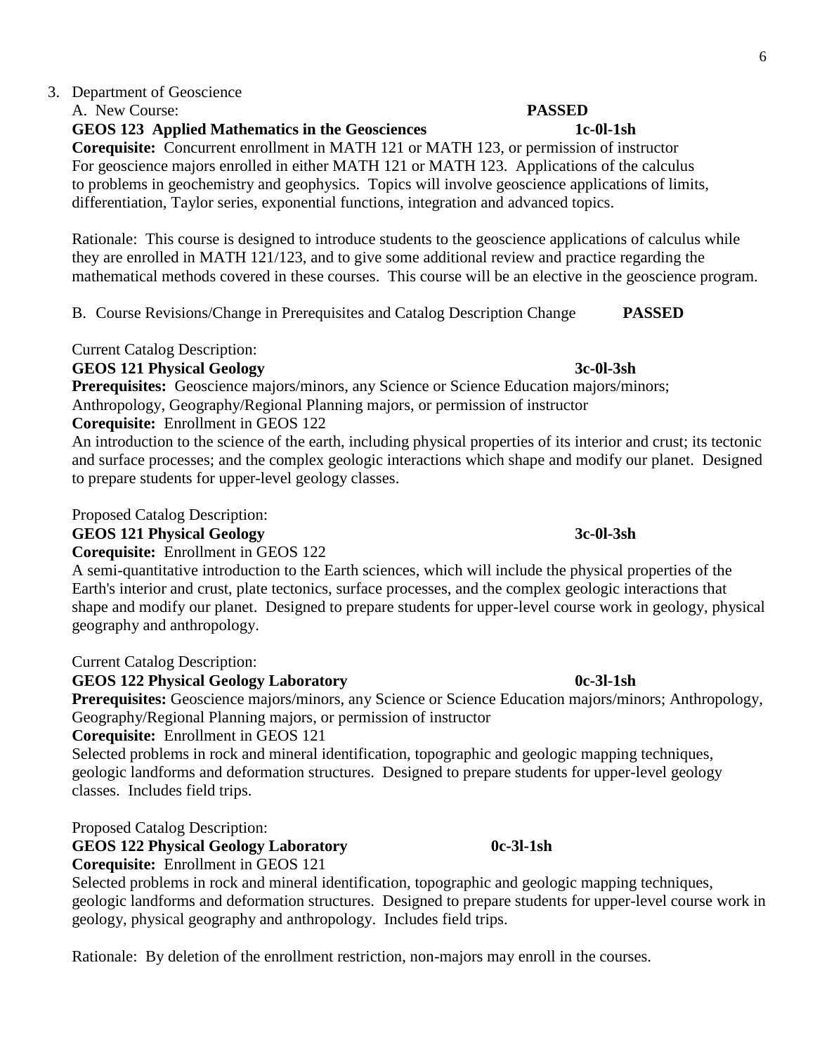3. Department of Geoscience

A. New Course: **PASSED**

**GEOS 123 Applied Mathematics in the Geosciences 1c-0l-1sh**

**Corequisite:** Concurrent enrollment in MATH 121 or MATH 123, or permission of instructor
For geoscience majors enrolled in either MATH 121 or MATH 123. Applications of the calculus to problems in geochemistry and geophysics. Topics will involve geoscience applications of limits, differentiation, Taylor series, exponential functions, integration and advanced topics.

Rationale: This course is designed to introduce students to the geoscience applications of calculus while they are enrolled in MATH 121/123, and to give some additional review and practice regarding the mathematical methods covered in these courses. This course will be an elective in the geoscience program.

B. Course Revisions/Change in Prerequisites and Catalog Description Change **PASSED**

Current Catalog Description:

**GEOS 121 Physical Geology 3c-0l-3sh**

**Prerequisites:** Geoscience majors/minors, any Science or Science Education majors/minors; Anthropology, Geography/Regional Planning majors, or permission of instructor

**Corequisite:** Enrollment in GEOS 122

An introduction to the science of the earth, including physical properties of its interior and crust; its tectonic and surface processes; and the complex geologic interactions which shape and modify our planet. Designed to prepare students for upper-level geology classes.

Proposed Catalog Description:

**GEOS 121 Physical Geology 3c-0l-3sh**

**Corequisite:** Enrollment in GEOS 122

A semi-quantitative introduction to the Earth sciences, which will include the physical properties of the Earth's interior and crust, plate tectonics, surface processes, and the complex geologic interactions that shape and modify our planet. Designed to prepare students for upper-level course work in geology, physical geography and anthropology.

Current Catalog Description:

**GEOS 122 Physical Geology Laboratory 0c-3l-1sh**

**Prerequisites:** Geoscience majors/minors, any Science or Science Education majors/minors; Anthropology, Geography/Regional Planning majors, or permission of instructor

**Corequisite:** Enrollment in GEOS 121

Selected problems in rock and mineral identification, topographic and geologic mapping techniques, geologic landforms and deformation structures. Designed to prepare students for upper-level geology classes. Includes field trips.

Proposed Catalog Description:

**GEOS 122 Physical Geology Laboratory 0c-3l-1sh**

**Corequisite:** Enrollment in GEOS 121

Selected problems in rock and mineral identification, topographic and geologic mapping techniques, geologic landforms and deformation structures. Designed to prepare students for upper-level course work in geology, physical geography and anthropology. Includes field trips.

Rationale: By deletion of the enrollment restriction, non-majors may enroll in the courses.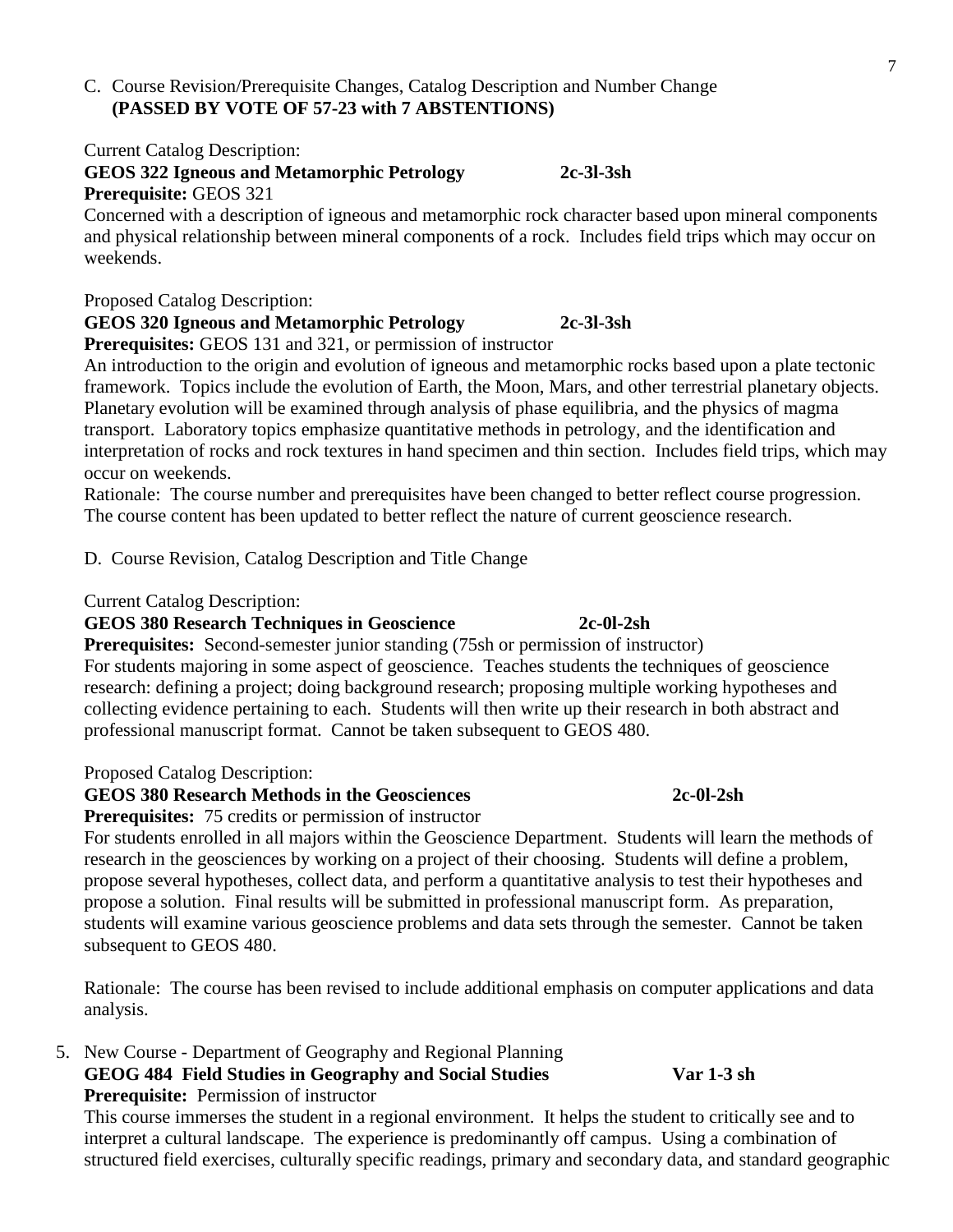C. Course Revision/Prerequisite Changes, Catalog Description and Number Change
**(PASSED BY VOTE OF 57-23 with 7 ABSTENTIONS)**

Current Catalog Description:

**GEOS 322 Igneous and Metamorphic Petrology 2c-3l-3sh**
**Prerequisite:** GEOS 321
Concerned with a description of igneous and metamorphic rock character based upon mineral components and physical relationship between mineral components of a rock. Includes field trips which may occur on weekends.

Proposed Catalog Description:

**GEOS 320 Igneous and Metamorphic Petrology 2c-3l-3sh**
**Prerequisites:** GEOS 131 and 321, or permission of instructor
An introduction to the origin and evolution of igneous and metamorphic rocks based upon a plate tectonic framework. Topics include the evolution of Earth, the Moon, Mars, and other terrestrial planetary objects. Planetary evolution will be examined through analysis of phase equilibria, and the physics of magma transport. Laboratory topics emphasize quantitative methods in petrology, and the identification and interpretation of rocks and rock textures in hand specimen and thin section. Includes field trips, which may occur on weekends.

Rationale: The course number and prerequisites have been changed to better reflect course progression. The course content has been updated to better reflect the nature of current geoscience research.

D. Course Revision, Catalog Description and Title Change

Current Catalog Description:

**GEOS 380 Research Techniques in Geoscience 2c-0l-2sh**
**Prerequisites:** Second-semester junior standing (75sh or permission of instructor)
For students majoring in some aspect of geoscience. Teaches students the techniques of geoscience research: defining a project; doing background research; proposing multiple working hypotheses and collecting evidence pertaining to each. Students will then write up their research in both abstract and professional manuscript format. Cannot be taken subsequent to GEOS 480.

Proposed Catalog Description:

**GEOS 380 Research Methods in the Geosciences 2c-0l-2sh**
**Prerequisites:** 75 credits or permission of instructor
For students enrolled in all majors within the Geoscience Department. Students will learn the methods of research in the geosciences by working on a project of their choosing. Students will define a problem, propose several hypotheses, collect data, and perform a quantitative analysis to test their hypotheses and propose a solution. Final results will be submitted in professional manuscript form. As preparation, students will examine various geoscience problems and data sets through the semester. Cannot be taken subsequent to GEOS 480.

Rationale: The course has been revised to include additional emphasis on computer applications and data analysis.

5. New Course - Department of Geography and Regional Planning

**GEOG 484 Field Studies in Geography and Social Studies Var 1-3 sh**
**Prerequisite:** Permission of instructor
This course immerses the student in a regional environment. It helps the student to critically see and to interpret a cultural landscape. The experience is predominantly off campus. Using a combination of structured field exercises, culturally specific readings, primary and secondary data, and standard geographic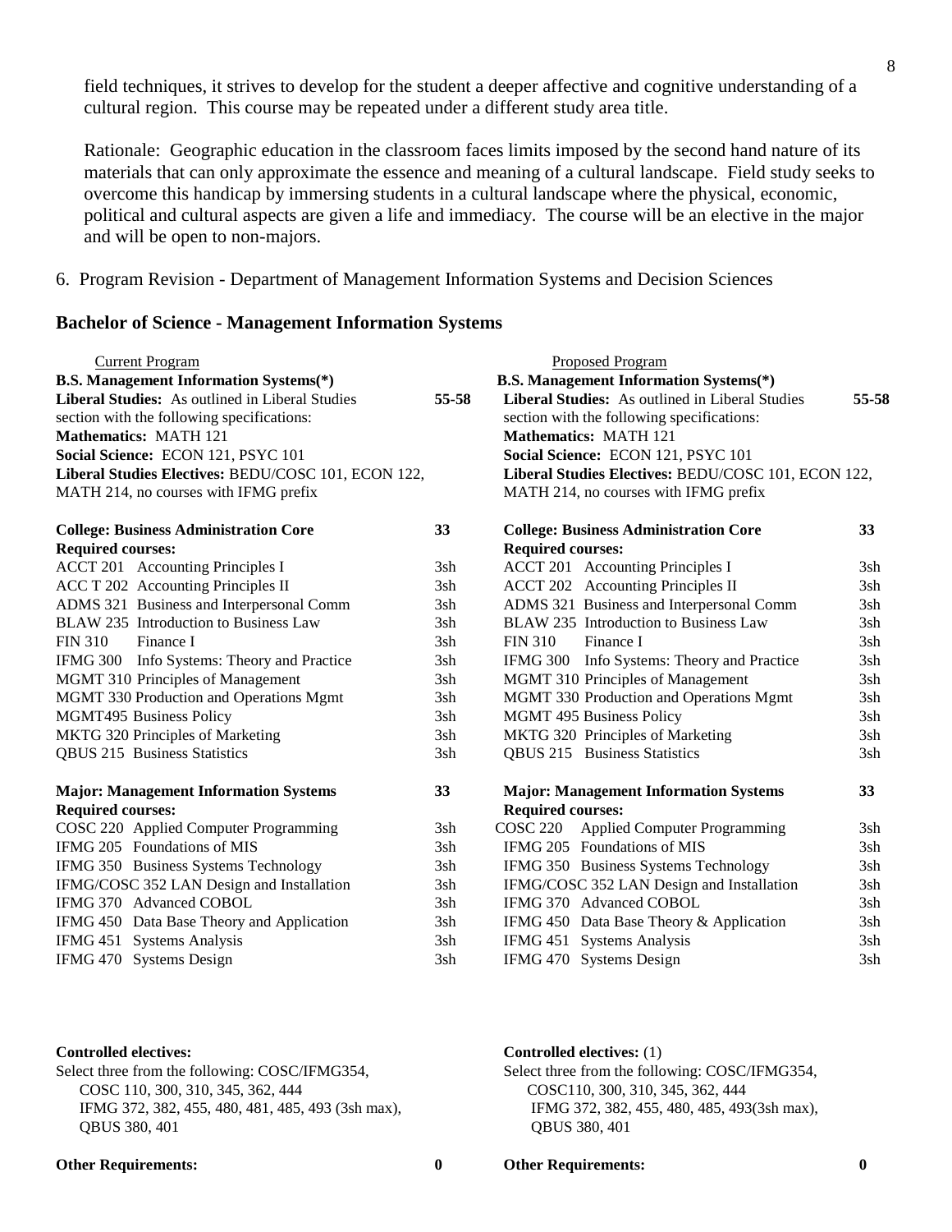field techniques, it strives to develop for the student a deeper affective and cognitive understanding of a cultural region. This course may be repeated under a different study area title.

Rationale: Geographic education in the classroom faces limits imposed by the second hand nature of its materials that can only approximate the essence and meaning of a cultural landscape. Field study seeks to overcome this handicap by immersing students in a cultural landscape where the physical, economic, political and cultural aspects are given a life and immediacy. The course will be an elective in the major and will be open to non-majors.

6. Program Revision - Department of Management Information Systems and Decision Sciences

## Bachelor of Science - Management Information Systems

| Current Program | | Proposed Program | |
|---|---|---|---|
| **B.S. Management Information Systems(*)** | | **B.S. Management Information Systems(*)** | |
| **Liberal Studies:** As outlined in Liberal Studies section with the following specifications: | **55-58** | **Liberal Studies:** As outlined in Liberal Studies section with the following specifications: | **55-58** |
| **Mathematics:** MATH 121 | | **Mathematics:** MATH 121 | |
| **Social Science:** ECON 121, PSYC 101 | | **Social Science:** ECON 121, PSYC 101 | |
| **Liberal Studies Electives:** BEDU/COSC 101, ECON 122, MATH 214, no courses with IFMG prefix | | **Liberal Studies Electives:** BEDU/COSC 101, ECON 122, MATH 214, no courses with IFMG prefix | |
| | | | |
| **College: Business Administration Core** | **33** | **College: Business Administration Core** | **33** |
| **Required courses:** | | **Required courses:** | |
| ACCT 201 Accounting Principles I | 3sh | ACCT 201 Accounting Principles I | 3sh |
| ACC T 202 Accounting Principles II | 3sh | ACCT 202 Accounting Principles II | 3sh |
| ADMS 321 Business and Interpersonal Comm | 3sh | ADMS 321 Business and Interpersonal Comm | 3sh |
| BLAW 235 Introduction to Business Law | 3sh | BLAW 235 Introduction to Business Law | 3sh |
| FIN 310 Finance I | 3sh | FIN 310 Finance I | 3sh |
| IFMG 300 Info Systems: Theory and Practice | 3sh | IFMG 300 Info Systems: Theory and Practice | 3sh |
| MGMT 310 Principles of Management | 3sh | MGMT 310 Principles of Management | 3sh |
| MGMT 330 Production and Operations Mgmt | 3sh | MGMT 330 Production and Operations Mgmt | 3sh |
| MGMT495 Business Policy | 3sh | MGMT 495 Business Policy | 3sh |
| MKTG 320 Principles of Marketing | 3sh | MKTG 320 Principles of Marketing | 3sh |
| QBUS 215 Business Statistics | 3sh | QBUS 215 Business Statistics | 3sh |
| | | | |
| **Major: Management Information Systems** | **33** | **Major: Management Information Systems** | **33** |
| **Required courses:** | | **Required courses:** | |
| COSC 220 Applied Computer Programming | 3sh | COSC 220 Applied Computer Programming | 3sh |
| IFMG 205 Foundations of MIS | 3sh | IFMG 205 Foundations of MIS | 3sh |
| IFMG 350 Business Systems Technology | 3sh | IFMG 350 Business Systems Technology | 3sh |
| IFMG/COSC 352 LAN Design and Installation | 3sh | IFMG/COSC 352 LAN Design and Installation | 3sh |
| IFMG 370 Advanced COBOL | 3sh | IFMG 370 Advanced COBOL | 3sh |
| IFMG 450 Data Base Theory and Application | 3sh | IFMG 450 Data Base Theory & Application | 3sh |
| IFMG 451 Systems Analysis | 3sh | IFMG 451 Systems Analysis | 3sh |
| IFMG 470 Systems Design | 3sh | IFMG 470 Systems Design | 3sh |
| | | | |
| **Controlled electives:** | | **Controlled electives:** (1) | |
| Select three from the following: COSC/IFMG354, COSC 110, 300, 310, 345, 362, 444 IFMG 372, 382, 455, 480, 481, 485, 493 (3sh max), QBUS 380, 401 | | Select three from the following: COSC/IFMG354, COSC110, 300, 310, 345, 362, 444 IFMG 372, 382, 455, 480, 485, 493(3sh max), QBUS 380, 401 | |
| | | | |
| **Other Requirements:** | **0** | **Other Requirements:** | **0** |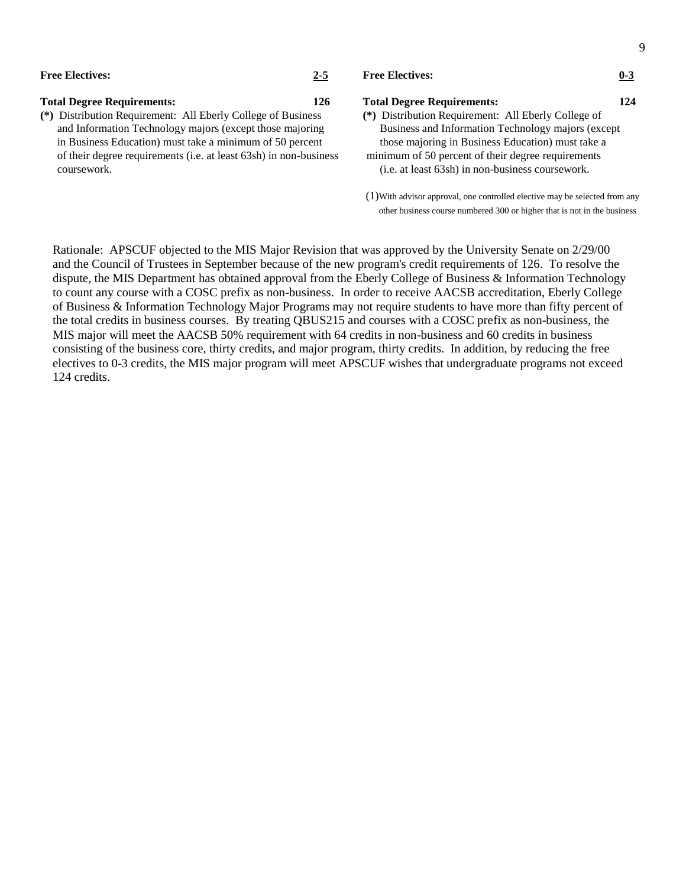**Free Electives:** **2-5**

**Total Degree Requirements:** **126**

**(*)** Distribution Requirement: All Eberly College of Business and Information Technology majors (except those majoring in Business Education) must take a minimum of 50 percent of their degree requirements (i.e. at least 63sh) in non-business coursework.

**Free Electives:** **0-3**

**Total Degree Requirements:** **124**

**(*)** Distribution Requirement: All Eberly College of Business and Information Technology majors (except those majoring in Business Education) must take a minimum of 50 percent of their degree requirements (i.e. at least 63sh) in non-business coursework.

(1)With advisor approval, one controlled elective may be selected from any other business course numbered 300 or higher that is not in the business

Rationale: APSCUF objected to the MIS Major Revision that was approved by the University Senate on 2/29/00 and the Council of Trustees in September because of the new program's credit requirements of 126. To resolve the dispute, the MIS Department has obtained approval from the Eberly College of Business & Information Technology to count any course with a COSC prefix as non-business. In order to receive AACSB accreditation, Eberly College of Business & Information Technology Major Programs may not require students to have more than fifty percent of the total credits in business courses. By treating QBUS215 and courses with a COSC prefix as non-business, the MIS major will meet the AACSB 50% requirement with 64 credits in non-business and 60 credits in business consisting of the business core, thirty credits, and major program, thirty credits. In addition, by reducing the free electives to 0-3 credits, the MIS major program will meet APSCUF wishes that undergraduate programs not exceed 124 credits.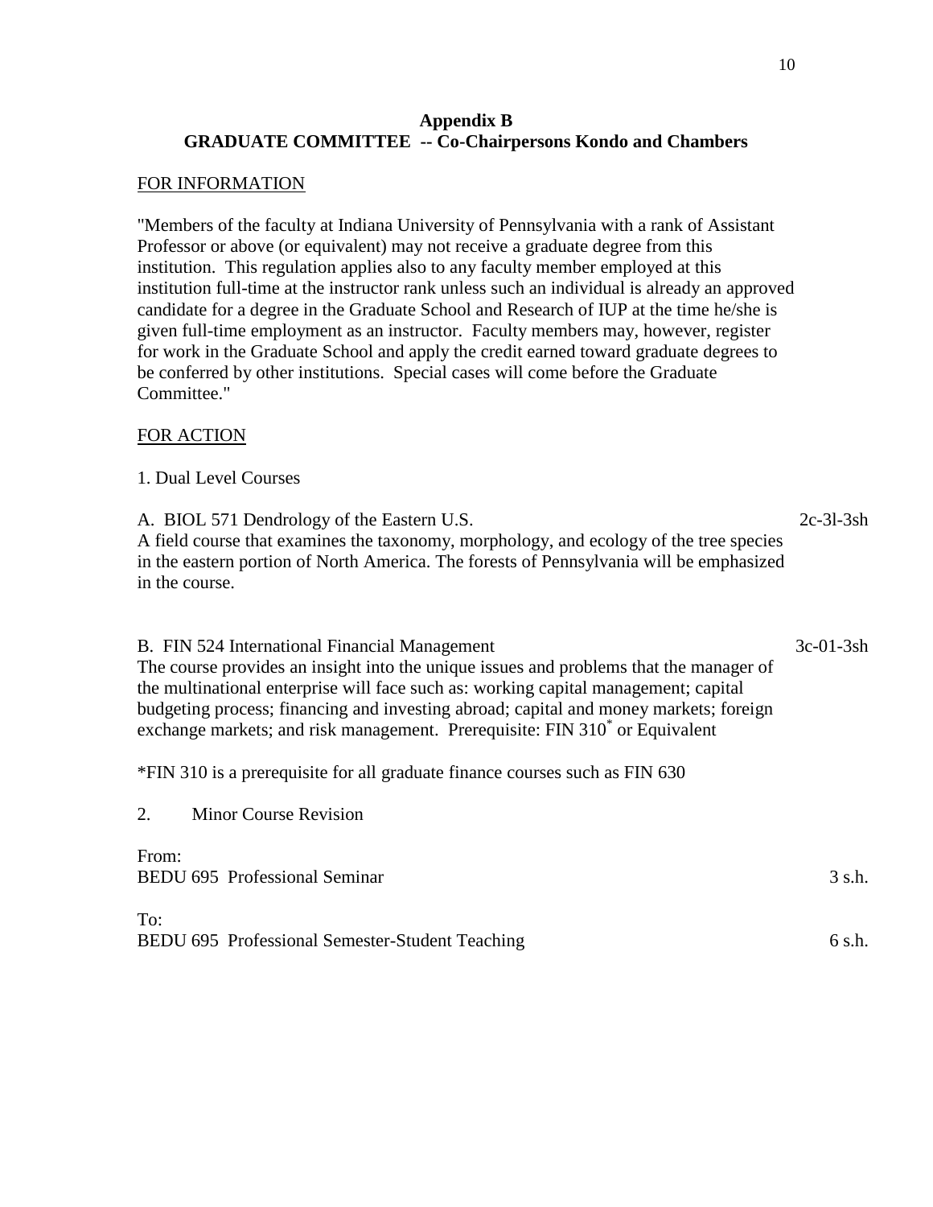## Appendix B
## GRADUATE COMMITTEE -- Co-Chairpersons Kondo and Chambers

FOR INFORMATION

"Members of the faculty at Indiana University of Pennsylvania with a rank of Assistant Professor or above (or equivalent) may not receive a graduate degree from this institution. This regulation applies also to any faculty member employed at this institution full-time at the instructor rank unless such an individual is already an approved candidate for a degree in the Graduate School and Research of IUP at the time he/she is given full-time employment as an instructor. Faculty members may, however, register for work in the Graduate School and apply the credit earned toward graduate degrees to be conferred by other institutions. Special cases will come before the Graduate Committee."

FOR ACTION

1. Dual Level Courses

A. BIOL 571 Dendrology of the Eastern U.S. — 2c-3l-3sh

A field course that examines the taxonomy, morphology, and ecology of the tree species in the eastern portion of North America. The forests of Pennsylvania will be emphasized in the course.

B. FIN 524 International Financial Management — 3c-01-3sh

The course provides an insight into the unique issues and problems that the manager of the multinational enterprise will face such as: working capital management; capital budgeting process; financing and investing abroad; capital and money markets; foreign exchange markets; and risk management. Prerequisite: FIN 310* or Equivalent

*FIN 310 is a prerequisite for all graduate finance courses such as FIN 630

2. Minor Course Revision

From:
BEDU 695 Professional Seminar — 3 s.h.

To:
BEDU 695 Professional Semester-Student Teaching — 6 s.h.